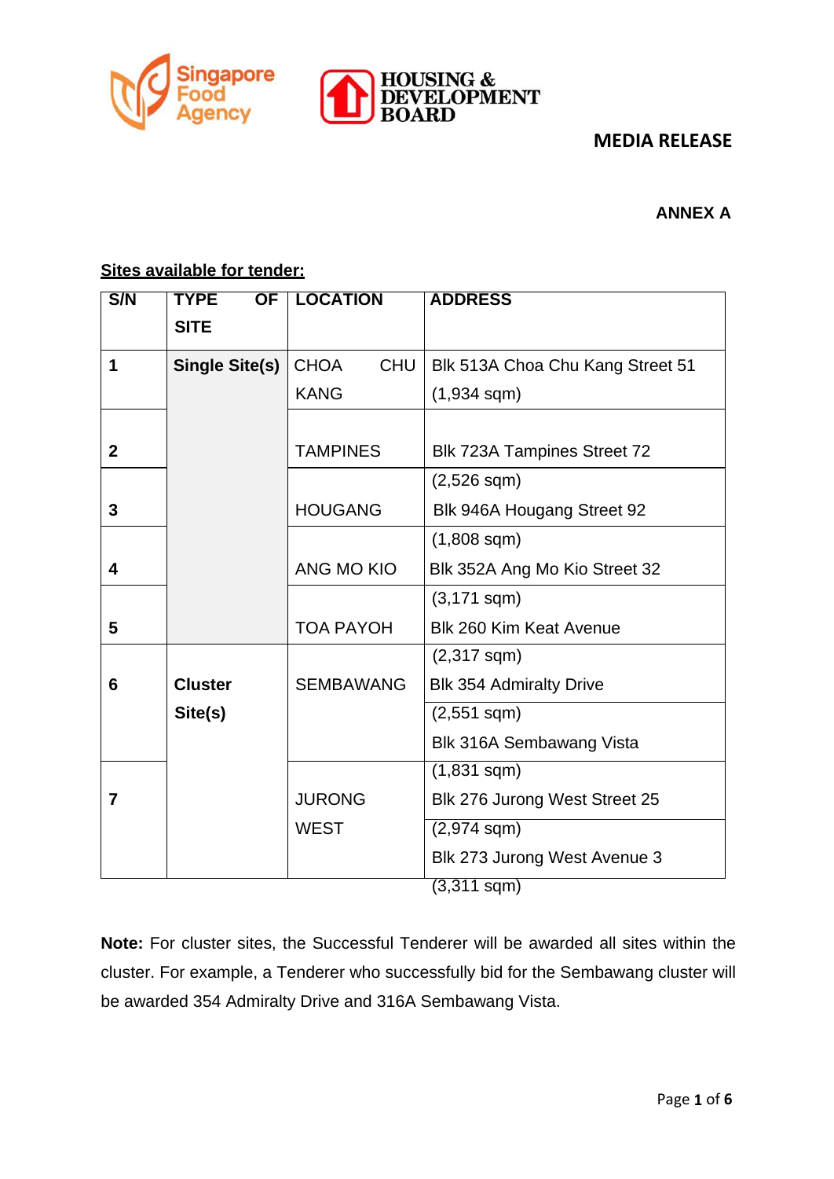**MEDIA RELEASE**

**ANNEX A**

**Sites available for tender:**

| S/N | TYPE OF SITE | LOCATION | ADDRESS |
|---|---|---|---|
| 1 | Single Site(s) | CHOA CHU KANG | Blk 513A Choa Chu Kang Street 51 (1,934 sqm) |
| 2 | | TAMPINES | Blk 723A Tampines Street 72 (2,526 sqm) |
| 3 | | HOUGANG | Blk 946A Hougang Street 92 (1,808 sqm) |
| 4 | | ANG MO KIO | Blk 352A Ang Mo Kio Street 32 (3,171 sqm) |
| 5 | | TOA PAYOH | Blk 260 Kim Keat Avenue (2,317 sqm) |
| 6 | Cluster Site(s) | SEMBAWANG | Blk 354 Admiralty Drive (2,551 sqm) |
| | | | Blk 316A Sembawang Vista (1,831 sqm) |
| 7 | | JURONG WEST | Blk 276 Jurong West Street 25 (2,974 sqm) |
| | | | Blk 273 Jurong West Avenue 3 (3,311 sqm) |

**Note:** For cluster sites, the Successful Tenderer will be awarded all sites within the cluster. For example, a Tenderer who successfully bid for the Sembawang cluster will be awarded 354 Admiralty Drive and 316A Sembawang Vista.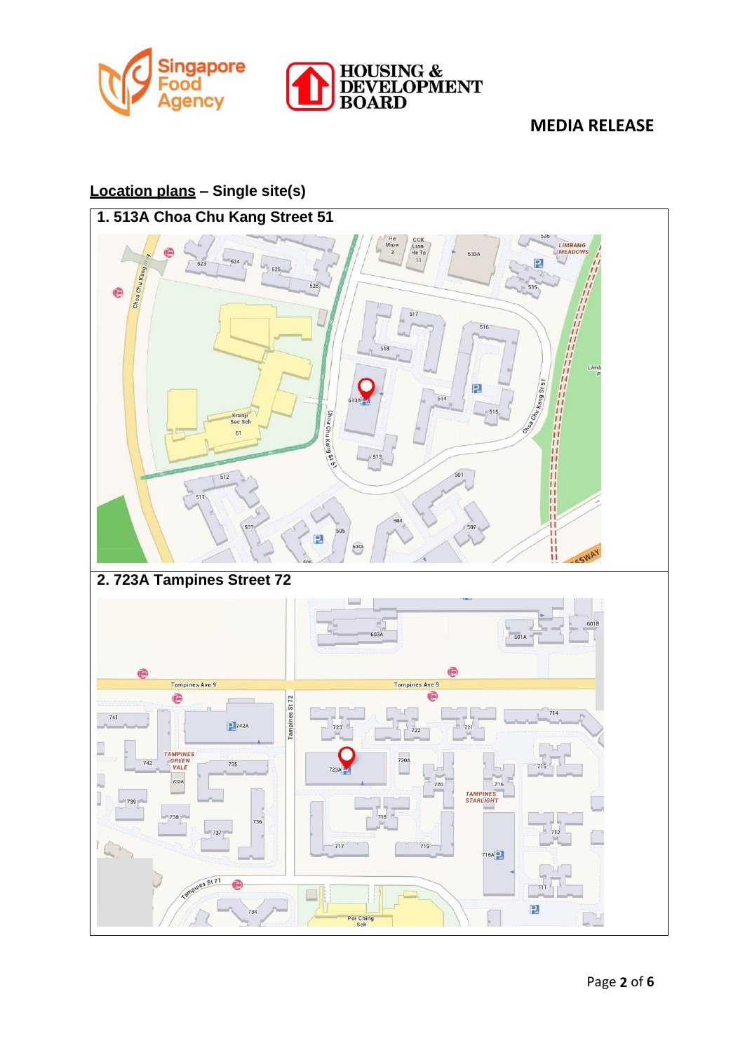**MEDIA RELEASE**

## Location plans – Single site(s)

### 1. 513A Choa Chu Kang Street 51

### 2. 723A Tampines Street 72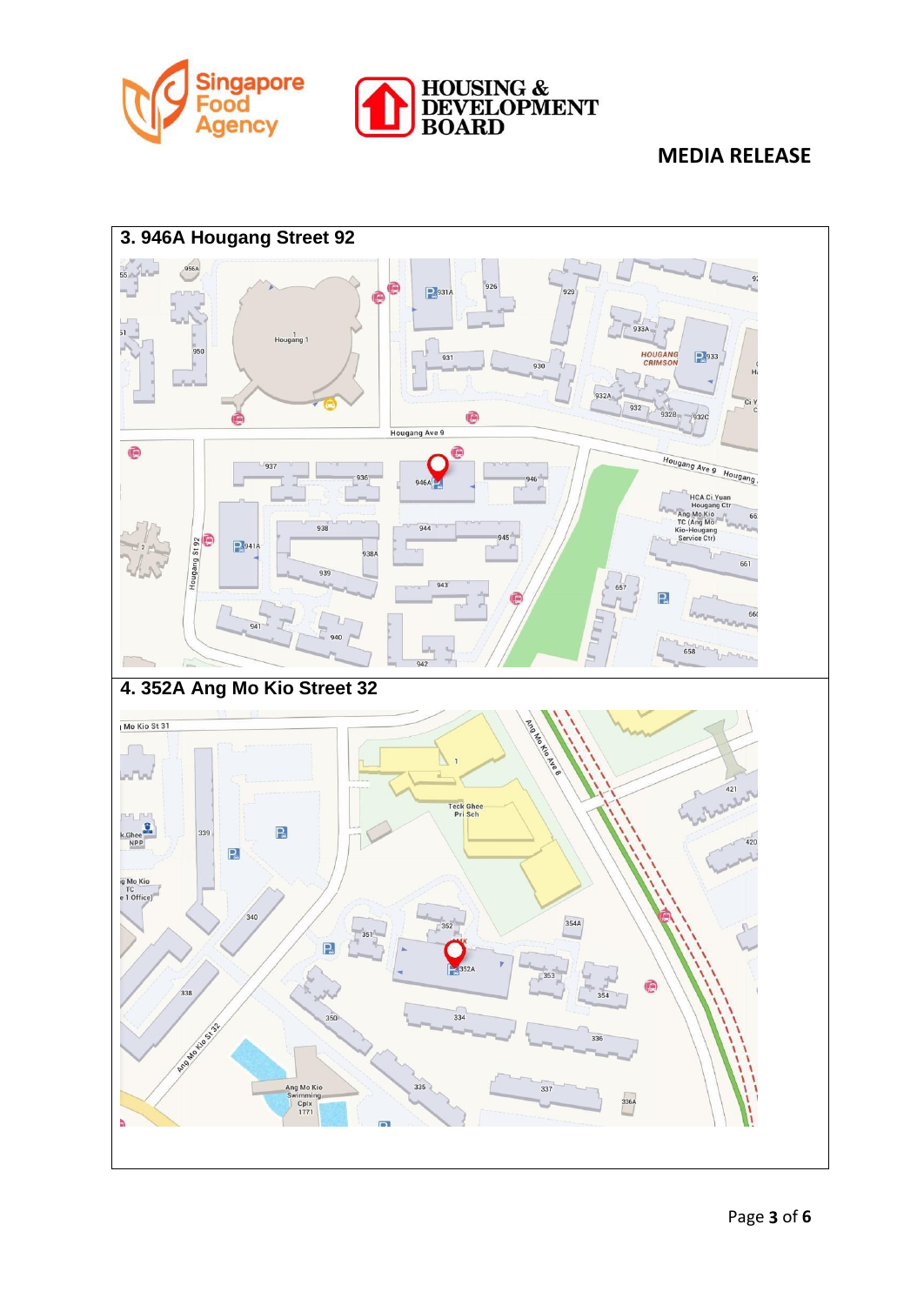**3. 946A Hougang Street 92**

**4. 352A Ang Mo Kio Street 32**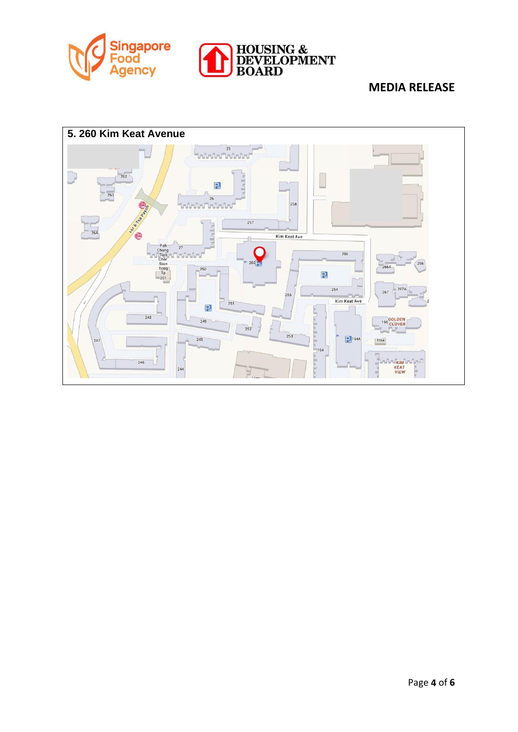## 5. 260 Kim Keat Avenue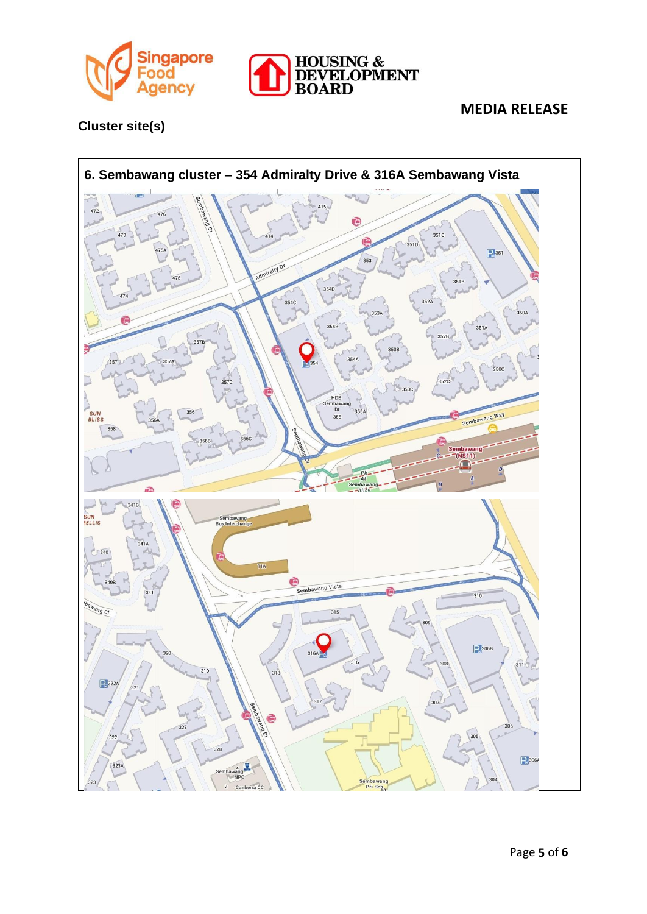## Cluster site(s)

### 6. Sembawang cluster – 354 Admiralty Drive & 316A Sembawang Vista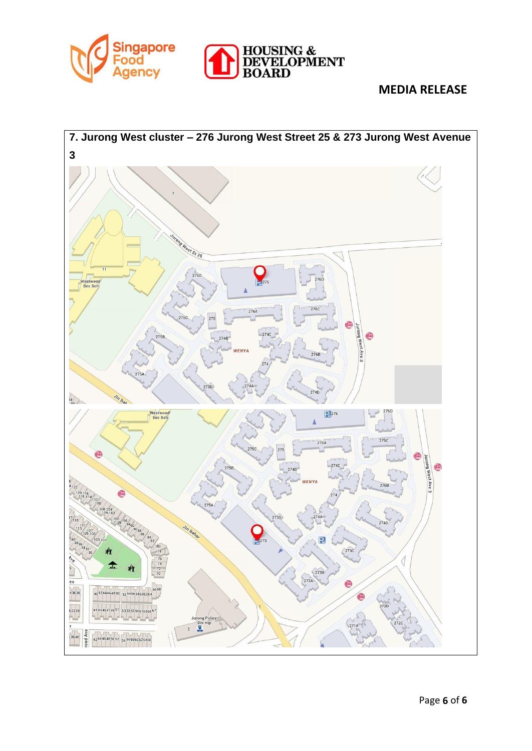MEDIA RELEASE

7. Jurong West cluster – 276 Jurong West Street 25 & 273 Jurong West Avenue 3